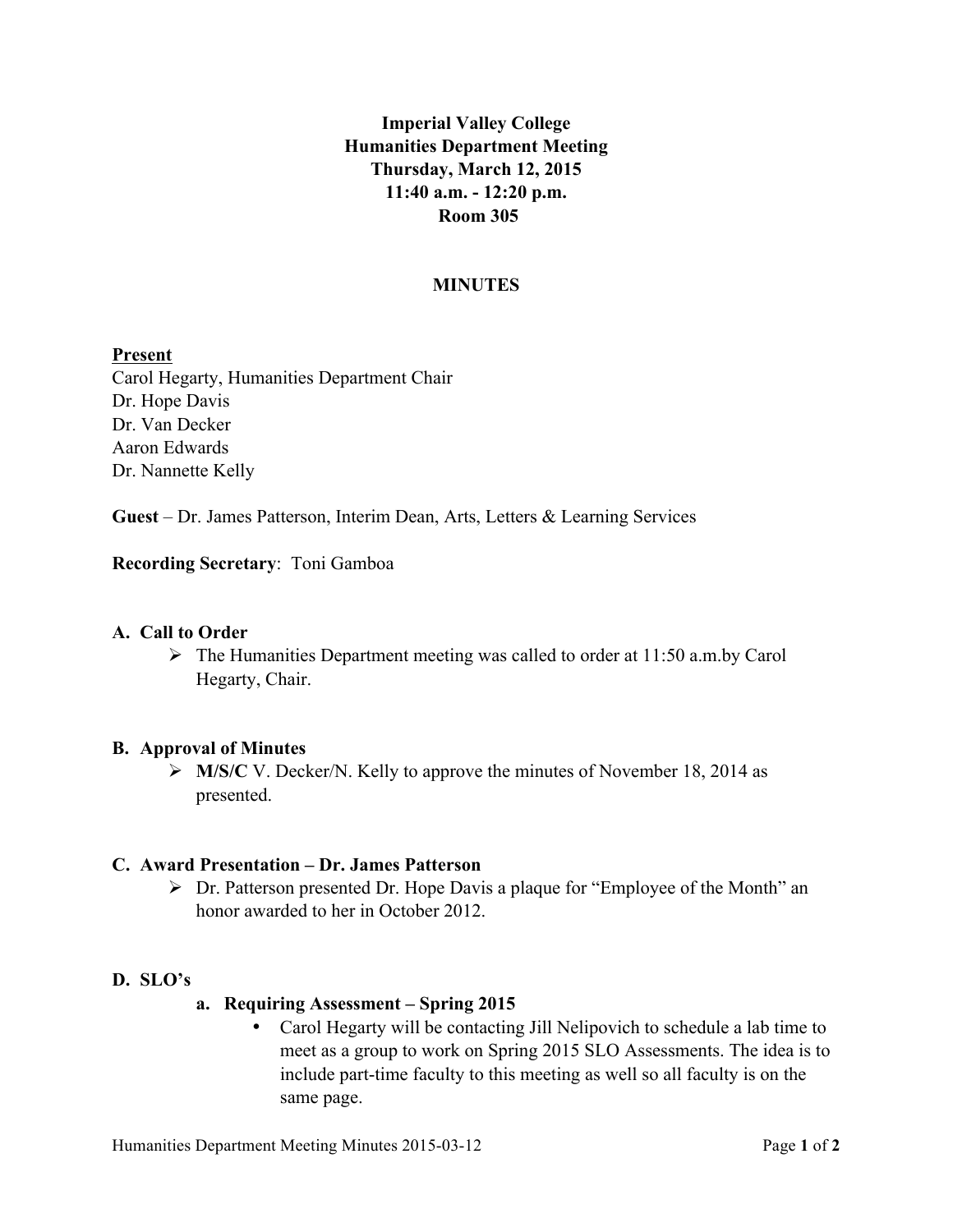**Imperial Valley College**
**Humanities Department Meeting**
**Thursday, March 12, 2015**
**11:40 a.m. - 12:20 p.m.**
**Room 305**

**MINUTES**

**Present**
Carol Hegarty, Humanities Department Chair
Dr. Hope Davis
Dr. Van Decker
Aaron Edwards
Dr. Nannette Kelly

**Guest** – Dr. James Patterson, Interim Dean, Arts, Letters & Learning Services

**Recording Secretary**: Toni Gamboa

## A. Call to Order

- The Humanities Department meeting was called to order at 11:50 a.m.by Carol Hegarty, Chair.

## B. Approval of Minutes

- **M/S/C** V. Decker/N. Kelly to approve the minutes of November 18, 2014 as presented.

## C. Award Presentation – Dr. James Patterson

- Dr. Patterson presented Dr. Hope Davis a plaque for "Employee of the Month" an honor awarded to her in October 2012.

## D. SLO's

### a. Requiring Assessment – Spring 2015

- Carol Hegarty will be contacting Jill Nelipovich to schedule a lab time to meet as a group to work on Spring 2015 SLO Assessments. The idea is to include part-time faculty to this meeting as well so all faculty is on the same page.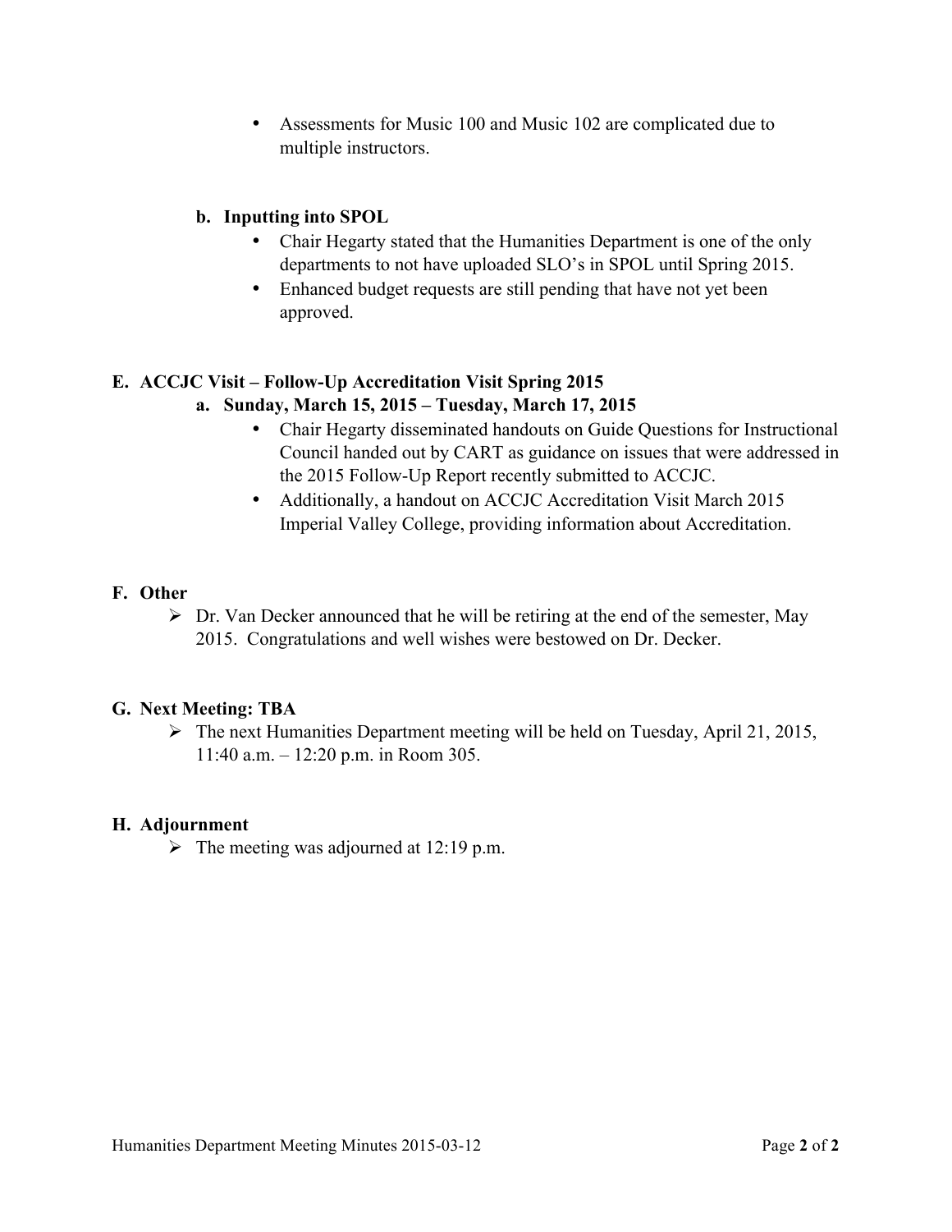- Assessments for Music 100 and Music 102 are complicated due to multiple instructors.

**b. Inputting into SPOL**

- Chair Hegarty stated that the Humanities Department is one of the only departments to not have uploaded SLO's in SPOL until Spring 2015.
- Enhanced budget requests are still pending that have not yet been approved.

## E. ACCJC Visit – Follow-Up Accreditation Visit Spring 2015

**a. Sunday, March 15, 2015 – Tuesday, March 17, 2015**

- Chair Hegarty disseminated handouts on Guide Questions for Instructional Council handed out by CART as guidance on issues that were addressed in the 2015 Follow-Up Report recently submitted to ACCJC.
- Additionally, a handout on ACCJC Accreditation Visit March 2015 Imperial Valley College, providing information about Accreditation.

## F. Other

- Dr. Van Decker announced that he will be retiring at the end of the semester, May 2015. Congratulations and well wishes were bestowed on Dr. Decker.

## G. Next Meeting: TBA

- The next Humanities Department meeting will be held on Tuesday, April 21, 2015, 11:40 a.m. – 12:20 p.m. in Room 305.

## H. Adjournment

- The meeting was adjourned at 12:19 p.m.